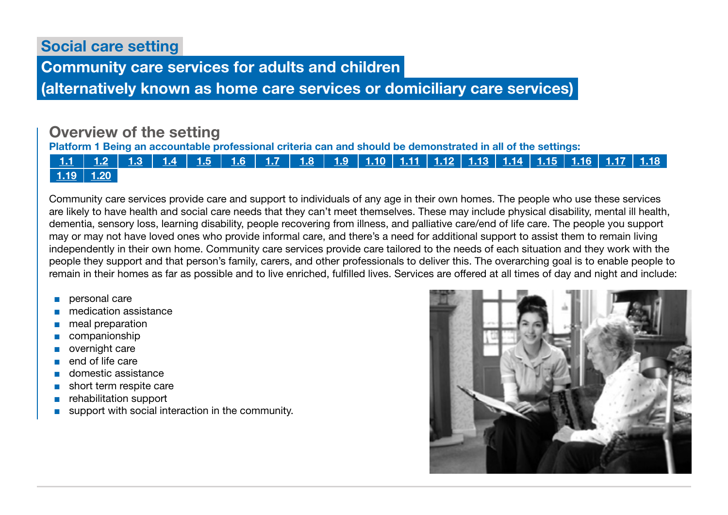# Social care setting

## Community care services for adults and children (alternatively known as home care services or domiciliary care services)

### Overview of the setting

**Platform 1 Being an accountable professional criteria can and should be demonstrated in all of the settings:**

1.1 | 1.2 | 1.3 | 1.4 | 1.5 | 1.6 | 1.7 | 1.8 | 1.9 | 1.10 | 1.11 | 1.12 | 1.13 | 1.14 | 1.15 | 1.16 | 1.17 | 1.18 | 1.19 | 1.20

Community care services provide care and support to individuals of any age in their own homes. The people who use these services are likely to have health and social care needs that they can't meet themselves. These may include physical disability, mental ill health, dementia, sensory loss, learning disability, people recovering from illness, and palliative care/end of life care. The people you support may or may not have loved ones who provide informal care, and there's a need for additional support to assist them to remain living independently in their own home. Community care services provide care tailored to the needs of each situation and they work with the people they support and that person's family, carers, and other professionals to deliver this. The overarching goal is to enable people to remain in their homes as far as possible and to live enriched, fulfilled lives. Services are offered at all times of day and night and include:

- personal care
- medication assistance
- meal preparation
- companionship
- overnight care
- end of life care
- domestic assistance
- short term respite care
- rehabilitation support
- support with social interaction in the community.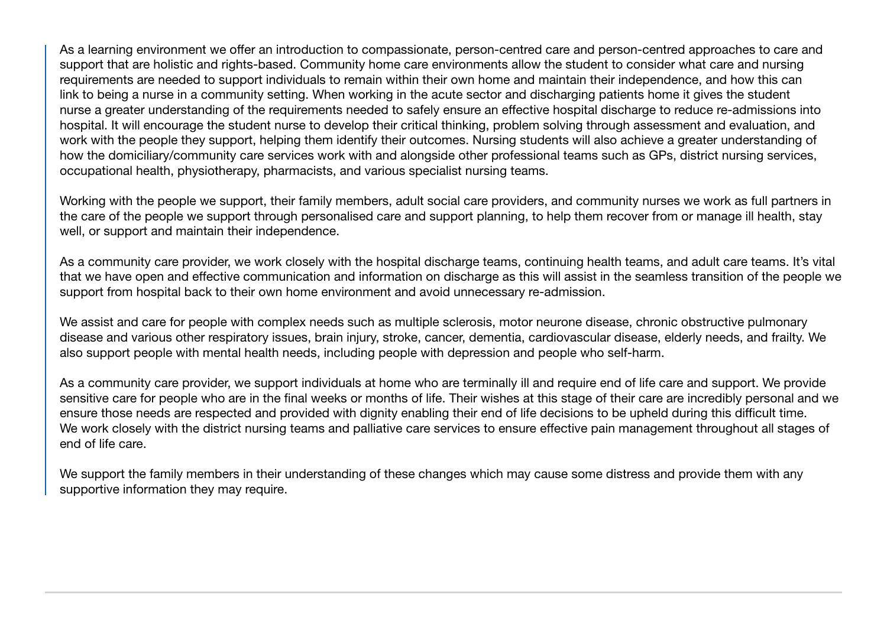As a learning environment we offer an introduction to compassionate, person-centred care and person-centred approaches to care and support that are holistic and rights-based. Community home care environments allow the student to consider what care and nursing requirements are needed to support individuals to remain within their own home and maintain their independence, and how this can link to being a nurse in a community setting. When working in the acute sector and discharging patients home it gives the student nurse a greater understanding of the requirements needed to safely ensure an effective hospital discharge to reduce re-admissions into hospital. It will encourage the student nurse to develop their critical thinking, problem solving through assessment and evaluation, and work with the people they support, helping them identify their outcomes. Nursing students will also achieve a greater understanding of how the domiciliary/community care services work with and alongside other professional teams such as GPs, district nursing services, occupational health, physiotherapy, pharmacists, and various specialist nursing teams.

Working with the people we support, their family members, adult social care providers, and community nurses we work as full partners in the care of the people we support through personalised care and support planning, to help them recover from or manage ill health, stay well, or support and maintain their independence.

As a community care provider, we work closely with the hospital discharge teams, continuing health teams, and adult care teams. It's vital that we have open and effective communication and information on discharge as this will assist in the seamless transition of the people we support from hospital back to their own home environment and avoid unnecessary re-admission.

We assist and care for people with complex needs such as multiple sclerosis, motor neurone disease, chronic obstructive pulmonary disease and various other respiratory issues, brain injury, stroke, cancer, dementia, cardiovascular disease, elderly needs, and frailty. We also support people with mental health needs, including people with depression and people who self-harm.

As a community care provider, we support individuals at home who are terminally ill and require end of life care and support. We provide sensitive care for people who are in the final weeks or months of life. Their wishes at this stage of their care are incredibly personal and we ensure those needs are respected and provided with dignity enabling their end of life decisions to be upheld during this difficult time. We work closely with the district nursing teams and palliative care services to ensure effective pain management throughout all stages of end of life care.

We support the family members in their understanding of these changes which may cause some distress and provide them with any supportive information they may require.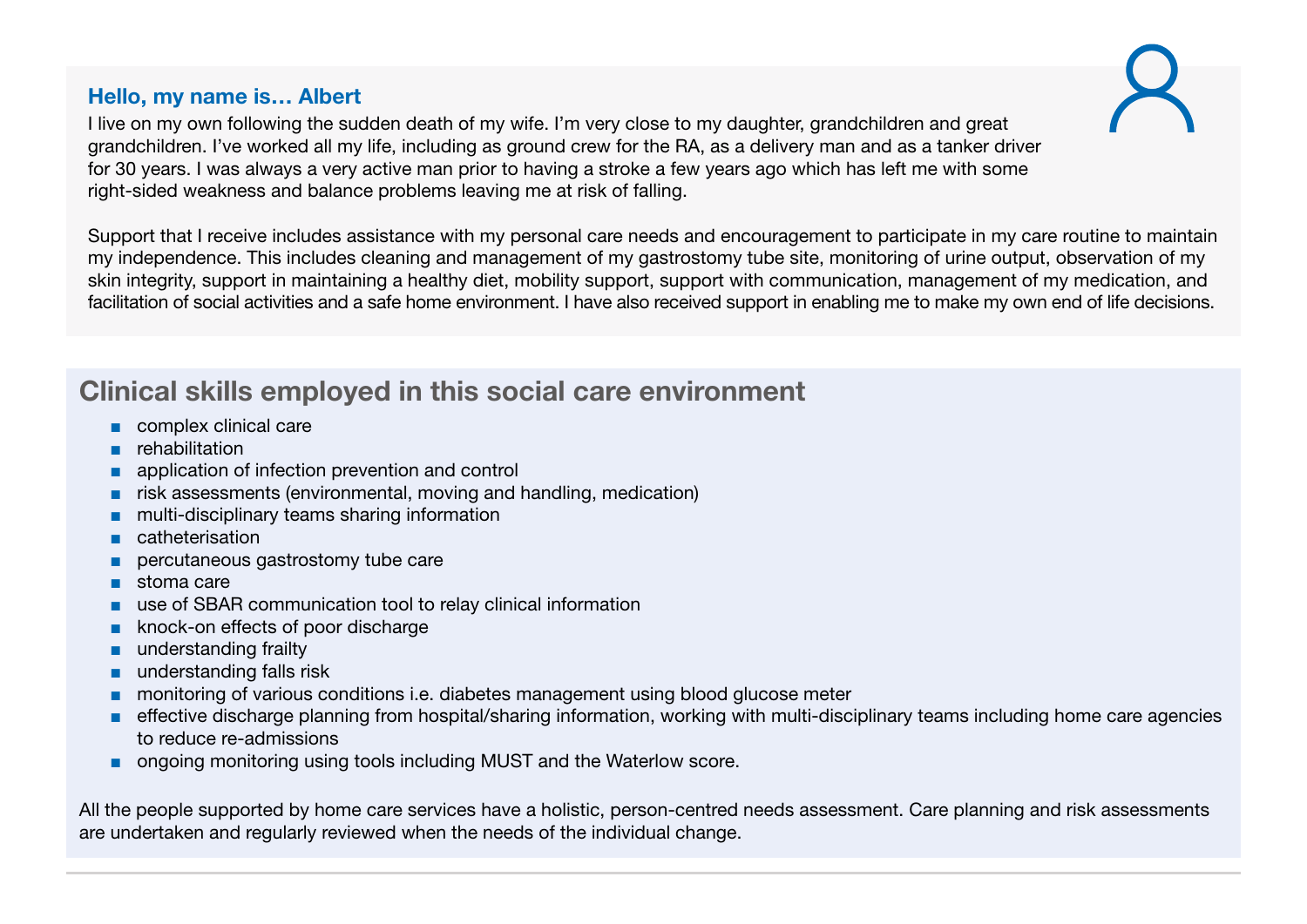### Hello, my name is… Albert

I live on my own following the sudden death of my wife. I'm very close to my daughter, grandchildren and great grandchildren. I've worked all my life, including as ground crew for the RA, as a delivery man and as a tanker driver for 30 years. I was always a very active man prior to having a stroke a few years ago which has left me with some right-sided weakness and balance problems leaving me at risk of falling.

Support that I receive includes assistance with my personal care needs and encouragement to participate in my care routine to maintain my independence. This includes cleaning and management of my gastrostomy tube site, monitoring of urine output, observation of my skin integrity, support in maintaining a healthy diet, mobility support, support with communication, management of my medication, and facilitation of social activities and a safe home environment. I have also received support in enabling me to make my own end of life decisions.

## Clinical skills employed in this social care environment

- complex clinical care
- rehabilitation
- application of infection prevention and control
- risk assessments (environmental, moving and handling, medication)
- multi-disciplinary teams sharing information
- catheterisation
- percutaneous gastrostomy tube care
- stoma care
- use of SBAR communication tool to relay clinical information
- knock-on effects of poor discharge
- understanding frailty
- understanding falls risk
- monitoring of various conditions i.e. diabetes management using blood glucose meter
- effective discharge planning from hospital/sharing information, working with multi-disciplinary teams including home care agencies to reduce re-admissions
- ongoing monitoring using tools including MUST and the Waterlow score.

All the people supported by home care services have a holistic, person-centred needs assessment. Care planning and risk assessments are undertaken and regularly reviewed when the needs of the individual change.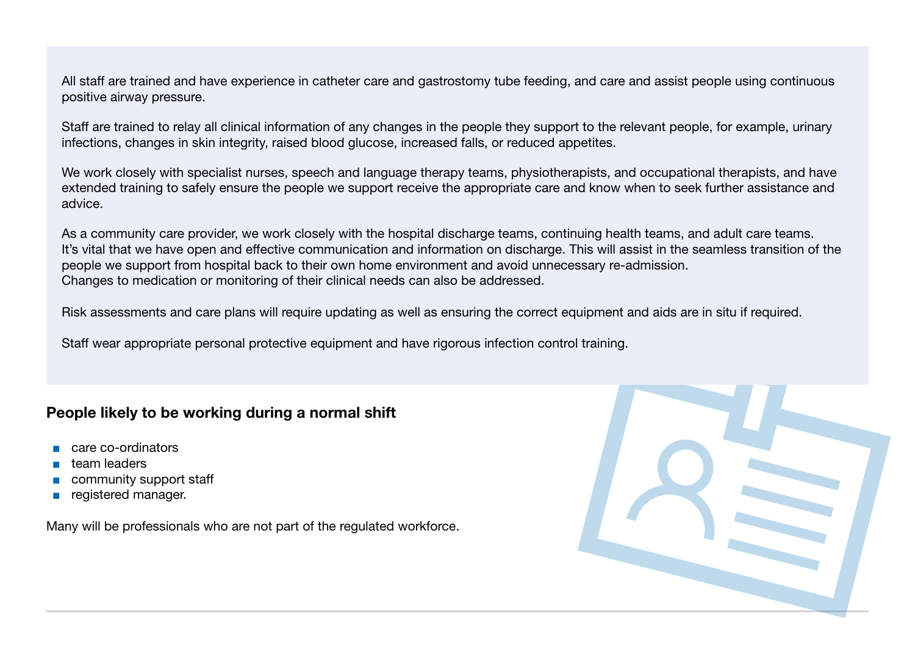All staff are trained and have experience in catheter care and gastrostomy tube feeding, and care and assist people using continuous positive airway pressure.

Staff are trained to relay all clinical information of any changes in the people they support to the relevant people, for example, urinary infections, changes in skin integrity, raised blood glucose, increased falls, or reduced appetites.

We work closely with specialist nurses, speech and language therapy teams, physiotherapists, and occupational therapists, and have extended training to safely ensure the people we support receive the appropriate care and know when to seek further assistance and advice.

As a community care provider, we work closely with the hospital discharge teams, continuing health teams, and adult care teams. It's vital that we have open and effective communication and information on discharge. This will assist in the seamless transition of the people we support from hospital back to their own home environment and avoid unnecessary re-admission. Changes to medication or monitoring of their clinical needs can also be addressed.

Risk assessments and care plans will require updating as well as ensuring the correct equipment and aids are in situ if required.

Staff wear appropriate personal protective equipment and have rigorous infection control training.

### People likely to be working during a normal shift

- care co-ordinators
- team leaders
- community support staff
- registered manager.

Many will be professionals who are not part of the regulated workforce.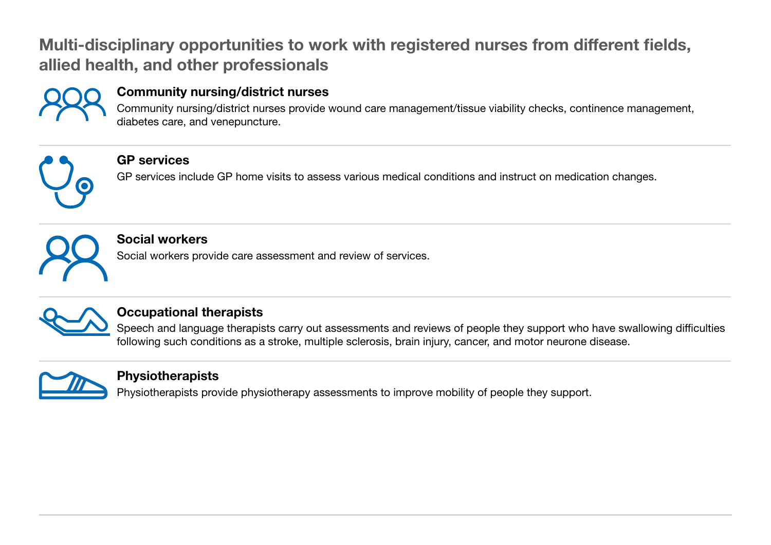## Multi-disciplinary opportunities to work with registered nurses from different fields, allied health, and other professionals

### Community nursing/district nurses

Community nursing/district nurses provide wound care management/tissue viability checks, continence management, diabetes care, and venepuncture.

### GP services

GP services include GP home visits to assess various medical conditions and instruct on medication changes.

### Social workers

Social workers provide care assessment and review of services.

### Occupational therapists

Speech and language therapists carry out assessments and reviews of people they support who have swallowing difficulties following such conditions as a stroke, multiple sclerosis, brain injury, cancer, and motor neurone disease.

### Physiotherapists

Physiotherapists provide physiotherapy assessments to improve mobility of people they support.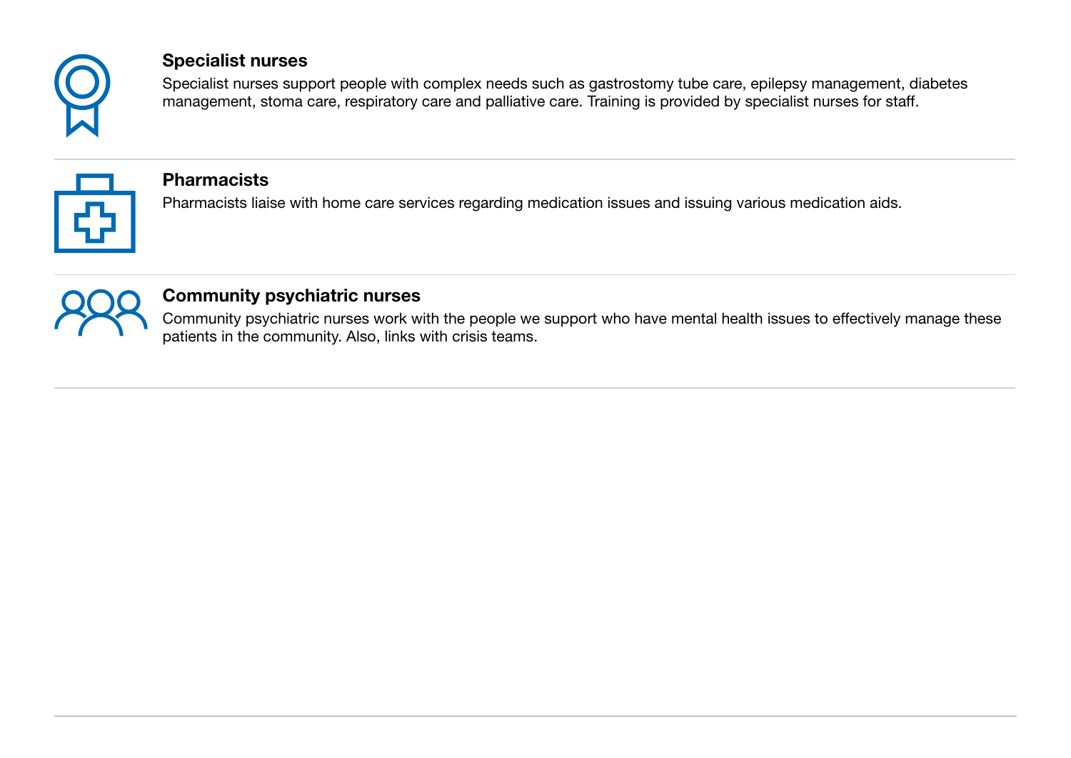### Specialist nurses

Specialist nurses support people with complex needs such as gastrostomy tube care, epilepsy management, diabetes management, stoma care, respiratory care and palliative care. Training is provided by specialist nurses for staff.

### Pharmacists

Pharmacists liaise with home care services regarding medication issues and issuing various medication aids.

### Community psychiatric nurses

Community psychiatric nurses work with the people we support who have mental health issues to effectively manage these patients in the community. Also, links with crisis teams.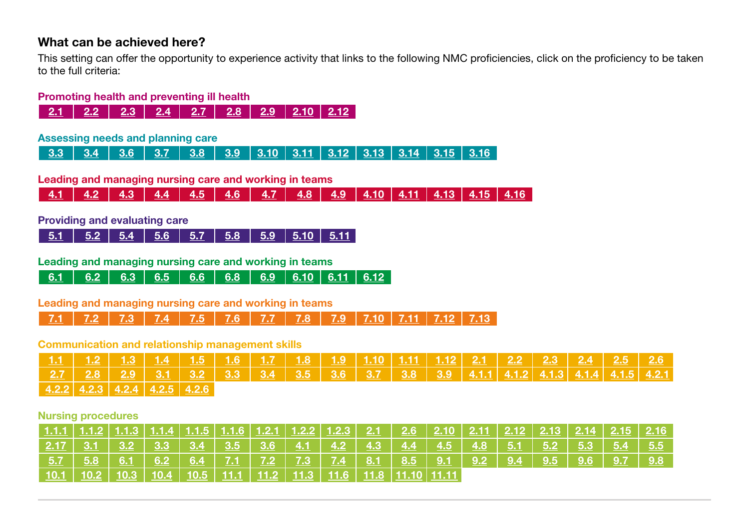## What can be achieved here?

This setting can offer the opportunity to experience activity that links to the following NMC proficiencies, click on the proficiency to be taken to the full criteria:

### Promoting health and preventing ill health

| | | | | | | | | |
|---|---|---|---|---|---|---|---|---|
| 2.1 | 2.2 | 2.3 | 2.4 | 2.7 | 2.8 | 2.9 | 2.10 | 2.12 |

### Assessing needs and planning care

| | | | | | | | | | | | | |
|---|---|---|---|---|---|---|---|---|---|---|---|---|
| 3.3 | 3.4 | 3.6 | 3.7 | 3.8 | 3.9 | 3.10 | 3.11 | 3.12 | 3.13 | 3.14 | 3.15 | 3.16 |

### Leading and managing nursing care and working in teams

| | | | | | | | | | | | | | |
|---|---|---|---|---|---|---|---|---|---|---|---|---|---|
| 4.1 | 4.2 | 4.3 | 4.4 | 4.5 | 4.6 | 4.7 | 4.8 | 4.9 | 4.10 | 4.11 | 4.13 | 4.15 | 4.16 |

### Providing and evaluating care

| | | | | | | | | |
|---|---|---|---|---|---|---|---|---|
| 5.1 | 5.2 | 5.4 | 5.6 | 5.7 | 5.8 | 5.9 | 5.10 | 5.11 |

### Leading and managing nursing care and working in teams

| | | | | | | | | | |
|---|---|---|---|---|---|---|---|---|---|
| 6.1 | 6.2 | 6.3 | 6.5 | 6.6 | 6.8 | 6.9 | 6.10 | 6.11 | 6.12 |

### Leading and managing nursing care and working in teams

| | | | | | | | | | | | | |
|---|---|---|---|---|---|---|---|---|---|---|---|---|
| 7.1 | 7.2 | 7.3 | 7.4 | 7.5 | 7.6 | 7.7 | 7.8 | 7.9 | 7.10 | 7.11 | 7.12 | 7.13 |

### Communication and relationship management skills

| | | | | | | | | | | | | | | | | | |
|---|---|---|---|---|---|---|---|---|---|---|---|---|---|---|---|---|---|
| 1.1 | 1.2 | 1.3 | 1.4 | 1.5 | 1.6 | 1.7 | 1.8 | 1.9 | 1.10 | 1.11 | 1.12 | 2.1 | 2.2 | 2.3 | 2.4 | 2.5 | 2.6 |
| 2.7 | 2.8 | 2.9 | 3.1 | 3.2 | 3.3 | 3.4 | 3.5 | 3.6 | 3.7 | 3.8 | 3.9 | 4.1.1 | 4.1.2 | 4.1.3 | 4.1.4 | 4.1.5 | 4.2.1 |
| 4.2.2 | 4.2.3 | 4.2.4 | 4.2.5 | 4.2.6 | | | | | | | | | | | | | |

### Nursing procedures

| | | | | | | | | | | | | | | | | | |
|---|---|---|---|---|---|---|---|---|---|---|---|---|---|---|---|---|---|
| 1.1.1 | 1.1.2 | 1.1.3 | 1.1.4 | 1.1.5 | 1.1.6 | 1.2.1 | 1.2.2 | 1.2.3 | 2.1 | 2.6 | 2.10 | 2.11 | 2.12 | 2.13 | 2.14 | 2.15 | 2.16 |
| 2.17 | 3.1 | 3.2 | 3.3 | 3.4 | 3.5 | 3.6 | 4.1 | 4.2 | 4.3 | 4.4 | 4.5 | 4.8 | 5.1 | 5.2 | 5.3 | 5.4 | 5.5 |
| 5.7 | 5.8 | 6.1 | 6.2 | 6.4 | 7.1 | 7.2 | 7.3 | 7.4 | 8.1 | 8.5 | 9.1 | 9.2 | 9.4 | 9.5 | 9.6 | 9.7 | 9.8 |
| 10.1 | 10.2 | 10.3 | 10.4 | 10.5 | 11.1 | 11.2 | 11.3 | 11.6 | 11.8 | 11.10 | 11.11 | | | | | | |